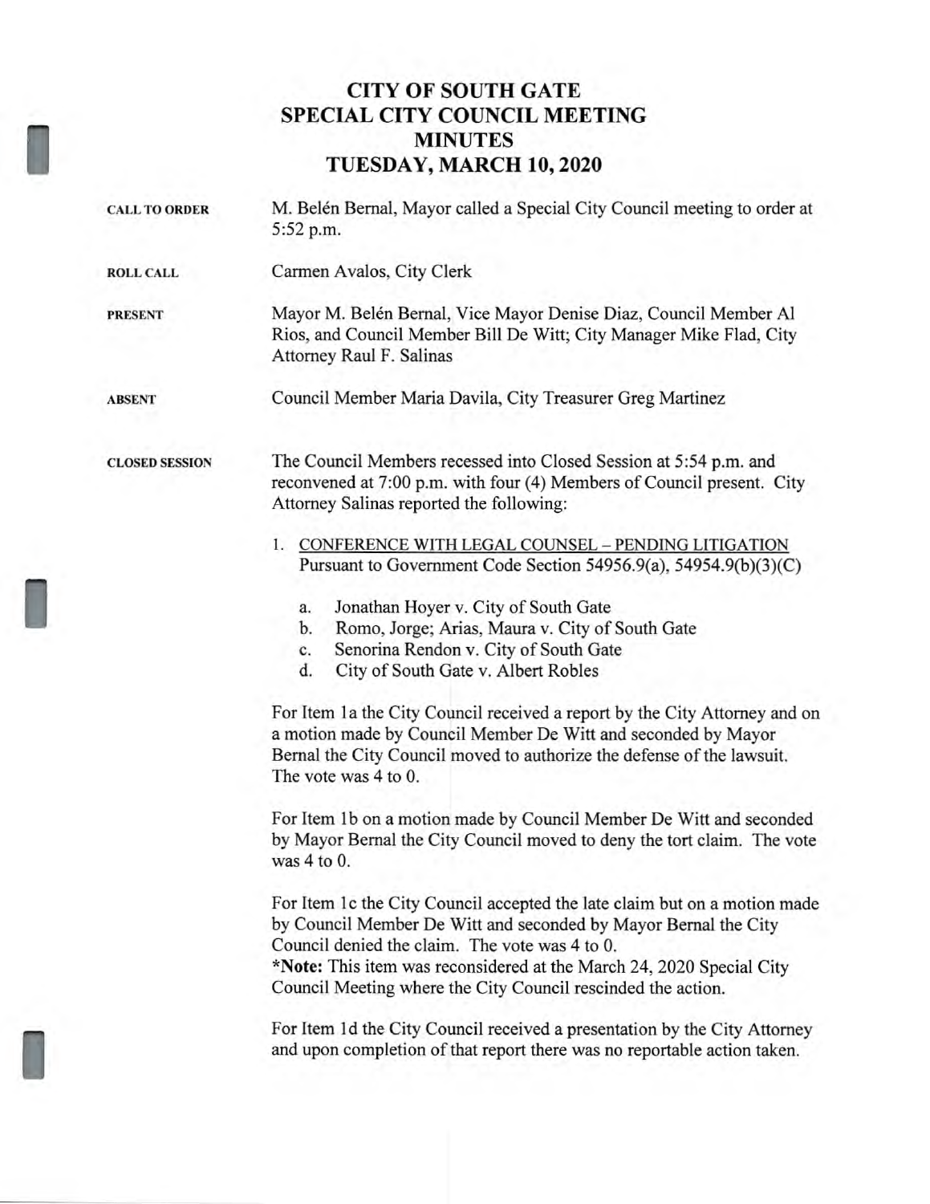# CITY OF SOUTH GATE
## SPECIAL CITY COUNCIL MEETING
## MINUTES
## TUESDAY, MARCH 10, 2020

**CALL TO ORDER**

M. Belén Bernal, Mayor called a Special City Council meeting to order at 5:52 p.m.

**ROLL CALL**

Carmen Avalos, City Clerk

**PRESENT**

Mayor M. Belén Bernal, Vice Mayor Denise Diaz, Council Member Al Rios, and Council Member Bill De Witt; City Manager Mike Flad, City Attorney Raul F. Salinas

**ABSENT**

Council Member Maria Davila, City Treasurer Greg Martinez

**CLOSED SESSION**

The Council Members recessed into Closed Session at 5:54 p.m. and reconvened at 7:00 p.m. with four (4) Members of Council present. City Attorney Salinas reported the following:

1. CONFERENCE WITH LEGAL COUNSEL – PENDING LITIGATION
Pursuant to Government Code Section 54956.9(a), 54954.9(b)(3)(C)

   a. Jonathan Hoyer v. City of South Gate
   b. Romo, Jorge; Arias, Maura v. City of South Gate
   c. Senorina Rendon v. City of South Gate
   d. City of South Gate v. Albert Robles

For Item 1a the City Council received a report by the City Attorney and on a motion made by Council Member De Witt and seconded by Mayor Bernal the City Council moved to authorize the defense of the lawsuit. The vote was 4 to 0.

For Item 1b on a motion made by Council Member De Witt and seconded by Mayor Bernal the City Council moved to deny the tort claim. The vote was 4 to 0.

For Item 1c the City Council accepted the late claim but on a motion made by Council Member De Witt and seconded by Mayor Bernal the City Council denied the claim. The vote was 4 to 0.
***Note:** This item was reconsidered at the March 24, 2020 Special City Council Meeting where the City Council rescinded the action.

For Item 1d the City Council received a presentation by the City Attorney and upon completion of that report there was no reportable action taken.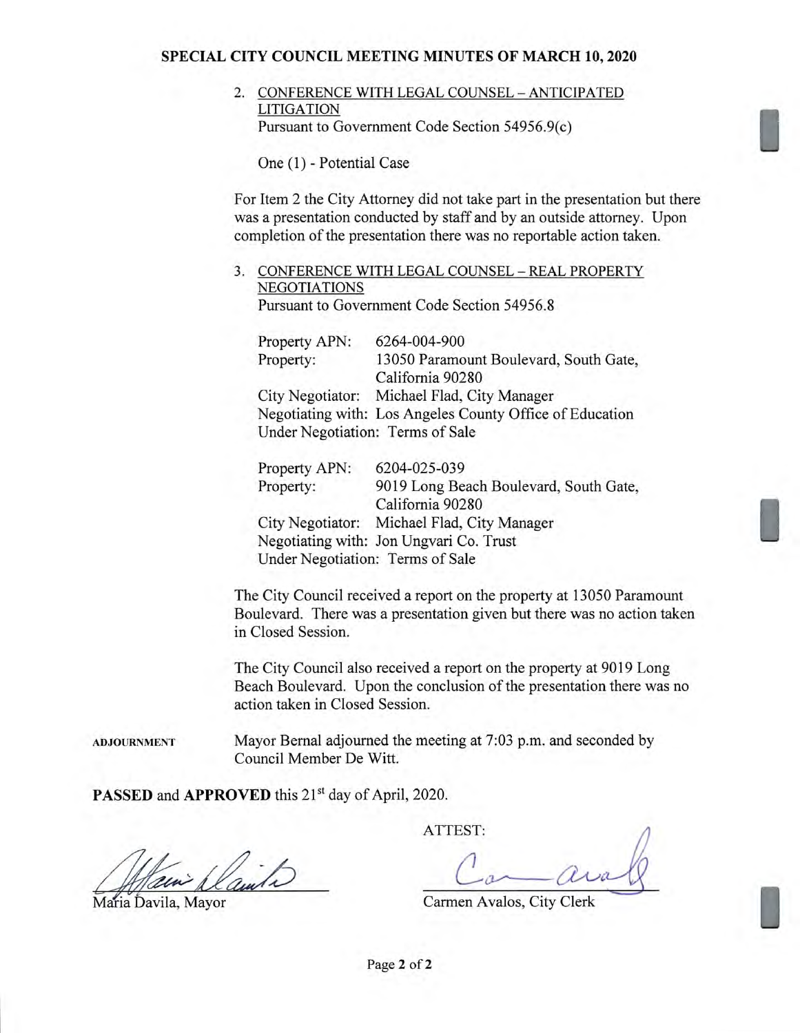**SPECIAL CITY COUNCIL MEETING MINUTES OF MARCH 10, 2020**

2. CONFERENCE WITH LEGAL COUNSEL – ANTICIPATED LITIGATION
   Pursuant to Government Code Section 54956.9(c)

   One (1) - Potential Case

   For Item 2 the City Attorney did not take part in the presentation but there was a presentation conducted by staff and by an outside attorney. Upon completion of the presentation there was no reportable action taken.

3. CONFERENCE WITH LEGAL COUNSEL – REAL PROPERTY NEGOTIATIONS
   Pursuant to Government Code Section 54956.8

   Property APN: 6264-004-900
   Property: 13050 Paramount Boulevard, South Gate, California 90280
   City Negotiator: Michael Flad, City Manager
   Negotiating with: Los Angeles County Office of Education
   Under Negotiation: Terms of Sale

   Property APN: 6204-025-039
   Property: 9019 Long Beach Boulevard, South Gate, California 90280
   City Negotiator: Michael Flad, City Manager
   Negotiating with: Jon Ungvari Co. Trust
   Under Negotiation: Terms of Sale

   The City Council received a report on the property at 13050 Paramount Boulevard. There was a presentation given but there was no action taken in Closed Session.

   The City Council also received a report on the property at 9019 Long Beach Boulevard. Upon the conclusion of the presentation there was no action taken in Closed Session.

**ADJOURNMENT**

Mayor Bernal adjourned the meeting at 7:03 p.m. and seconded by Council Member De Witt.

**PASSED** and **APPROVED** this 21st day of April, 2020.

ATTEST:

Maria Davila, Mayor

Carmen Avalos, City Clerk